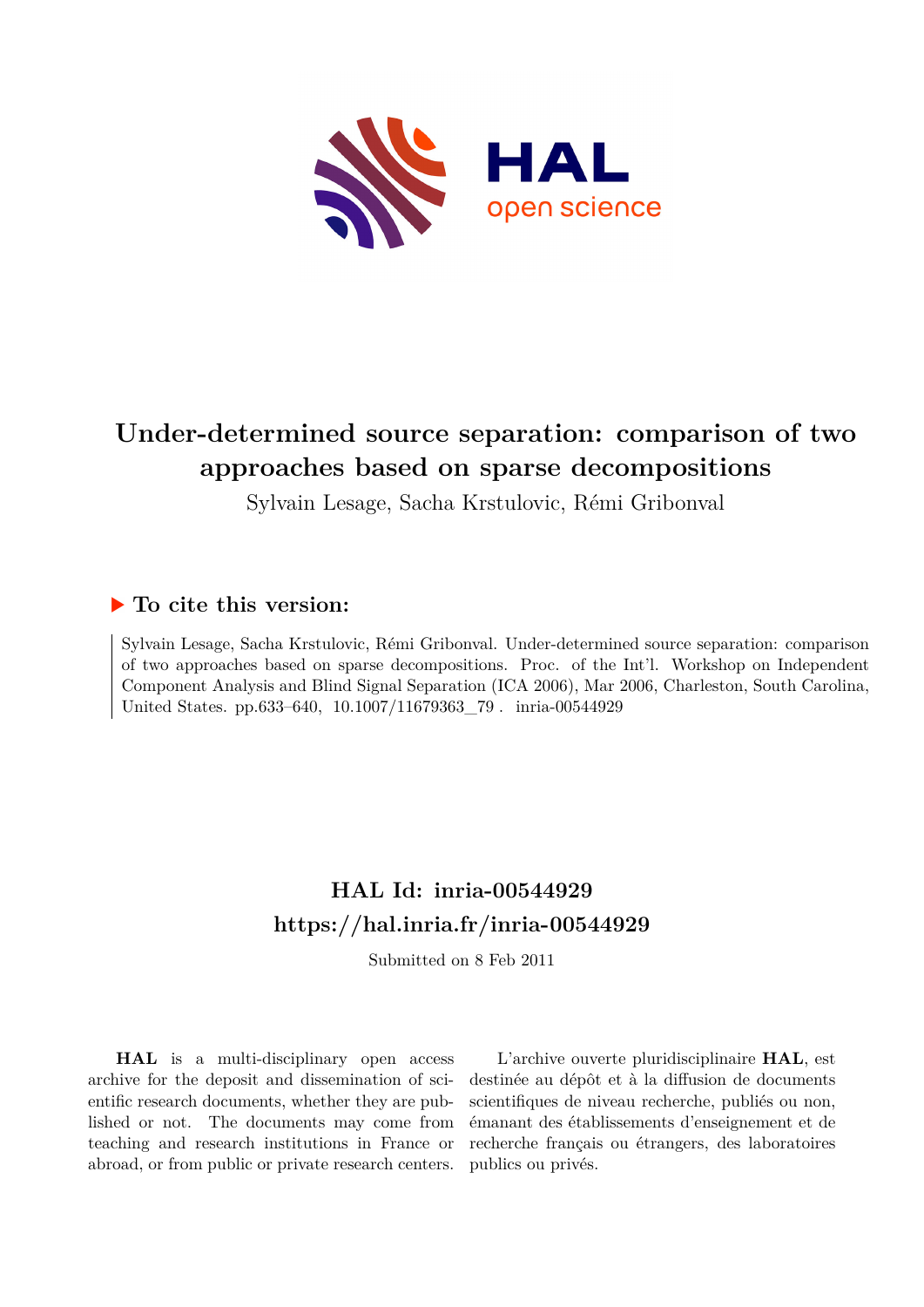# Under-determined source separation: comparison of two approaches based on sparse decompositions

Sylvain Lesage, Sacha Krstulovic, Rémi Gribonval

## To cite this version:

Sylvain Lesage, Sacha Krstulovic, Rémi Gribonval. Under-determined source separation: comparison of two approaches based on sparse decompositions. Proc. of the Int'l. Workshop on Independent Component Analysis and Blind Signal Separation (ICA 2006), Mar 2006, Charleston, South Carolina, United States. pp.633–640, 10.1007/11679363_79 . inria-00544929

## HAL Id: inria-00544929

## https://hal.inria.fr/inria-00544929

Submitted on 8 Feb 2011

**HAL** is a multi-disciplinary open access archive for the deposit and dissemination of scientific research documents, whether they are published or not. The documents may come from teaching and research institutions in France or abroad, or from public or private research centers.

L'archive ouverte pluridisciplinaire **HAL**, est destinée au dépôt et à la diffusion de documents scientifiques de niveau recherche, publiés ou non, émanant des établissements d'enseignement et de recherche français ou étrangers, des laboratoires publics ou privés.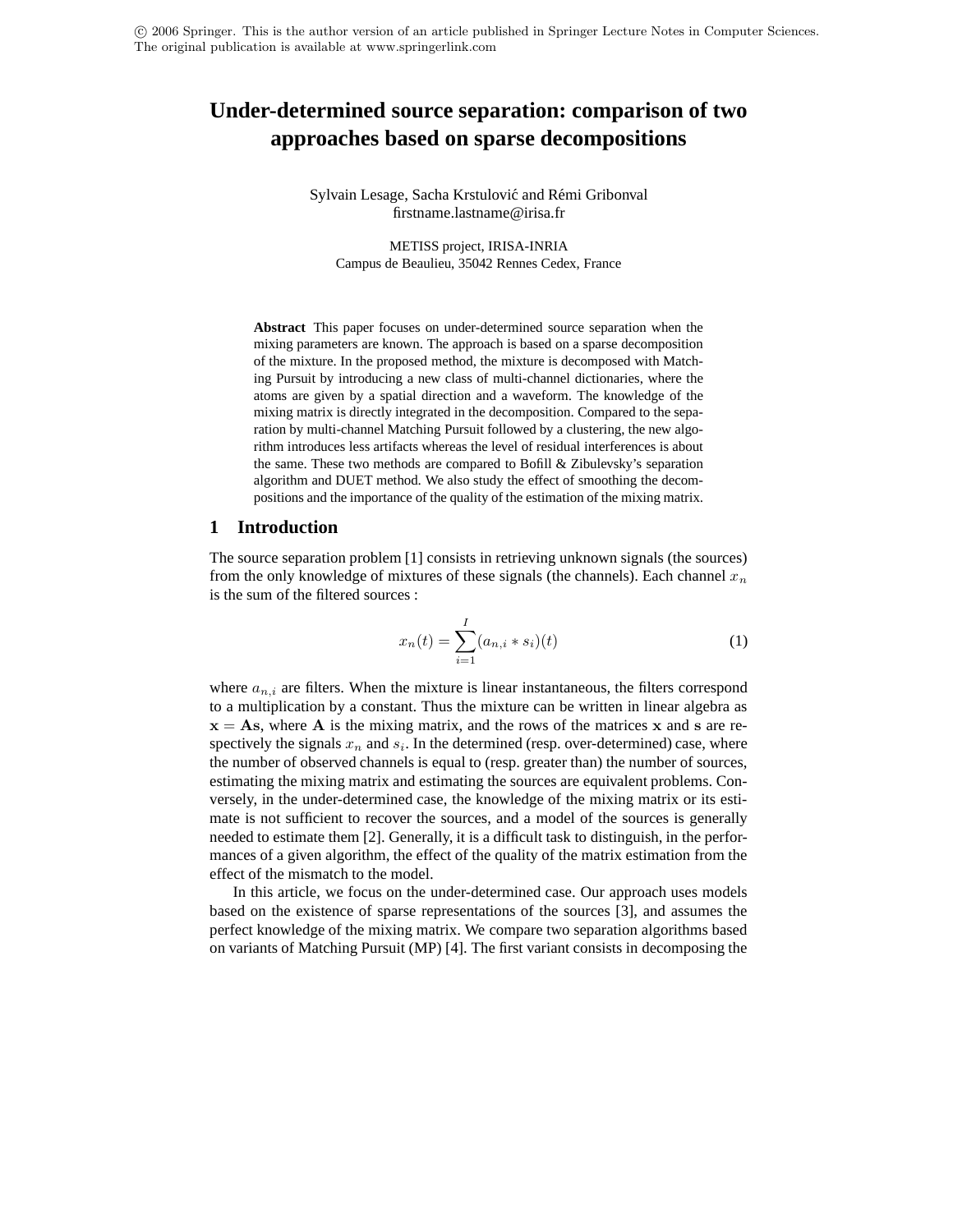© 2006 Springer. This is the author version of an article published in Springer Lecture Notes in Computer Sciences. The original publication is available at www.springerlink.com

# Under-determined source separation: comparison of two approaches based on sparse decompositions

Sylvain Lesage, Sacha Krstulović and Rémi Gribonval
firstname.lastname@irisa.fr

METISS project, IRISA-INRIA
Campus de Beaulieu, 35042 Rennes Cedex, France

**Abstract** This paper focuses on under-determined source separation when the mixing parameters are known. The approach is based on a sparse decomposition of the mixture. In the proposed method, the mixture is decomposed with Matching Pursuit by introducing a new class of multi-channel dictionaries, where the atoms are given by a spatial direction and a waveform. The knowledge of the mixing matrix is directly integrated in the decomposition. Compared to the separation by multi-channel Matching Pursuit followed by a clustering, the new algorithm introduces less artifacts whereas the level of residual interferences is about the same. These two methods are compared to Bofill & Zibulevsky's separation algorithm and DUET method. We also study the effect of smoothing the decompositions and the importance of the quality of the estimation of the mixing matrix.

## 1 Introduction

The source separation problem [1] consists in retrieving unknown signals (the sources) from the only knowledge of mixtures of these signals (the channels). Each channel $x_n$ is the sum of the filtered sources :

$$x_n(t) = \sum_{i=1}^{I} (a_{n,i} * s_i)(t) \tag{1}$$

where $a_{n,i}$ are filters. When the mixture is linear instantaneous, the filters correspond to a multiplication by a constant. Thus the mixture can be written in linear algebra as $\mathbf{x} = \mathbf{A}\mathbf{s}$, where $\mathbf{A}$ is the mixing matrix, and the rows of the matrices $\mathbf{x}$ and $\mathbf{s}$ are respectively the signals $x_n$ and $s_i$. In the determined (resp. over-determined) case, where the number of observed channels is equal to (resp. greater than) the number of sources, estimating the mixing matrix and estimating the sources are equivalent problems. Conversely, in the under-determined case, the knowledge of the mixing matrix or its estimate is not sufficient to recover the sources, and a model of the sources is generally needed to estimate them [2]. Generally, it is a difficult task to distinguish, in the performances of a given algorithm, the effect of the quality of the matrix estimation from the effect of the mismatch to the model.

In this article, we focus on the under-determined case. Our approach uses models based on the existence of sparse representations of the sources [3], and assumes the perfect knowledge of the mixing matrix. We compare two separation algorithms based on variants of Matching Pursuit (MP) [4]. The first variant consists in decomposing the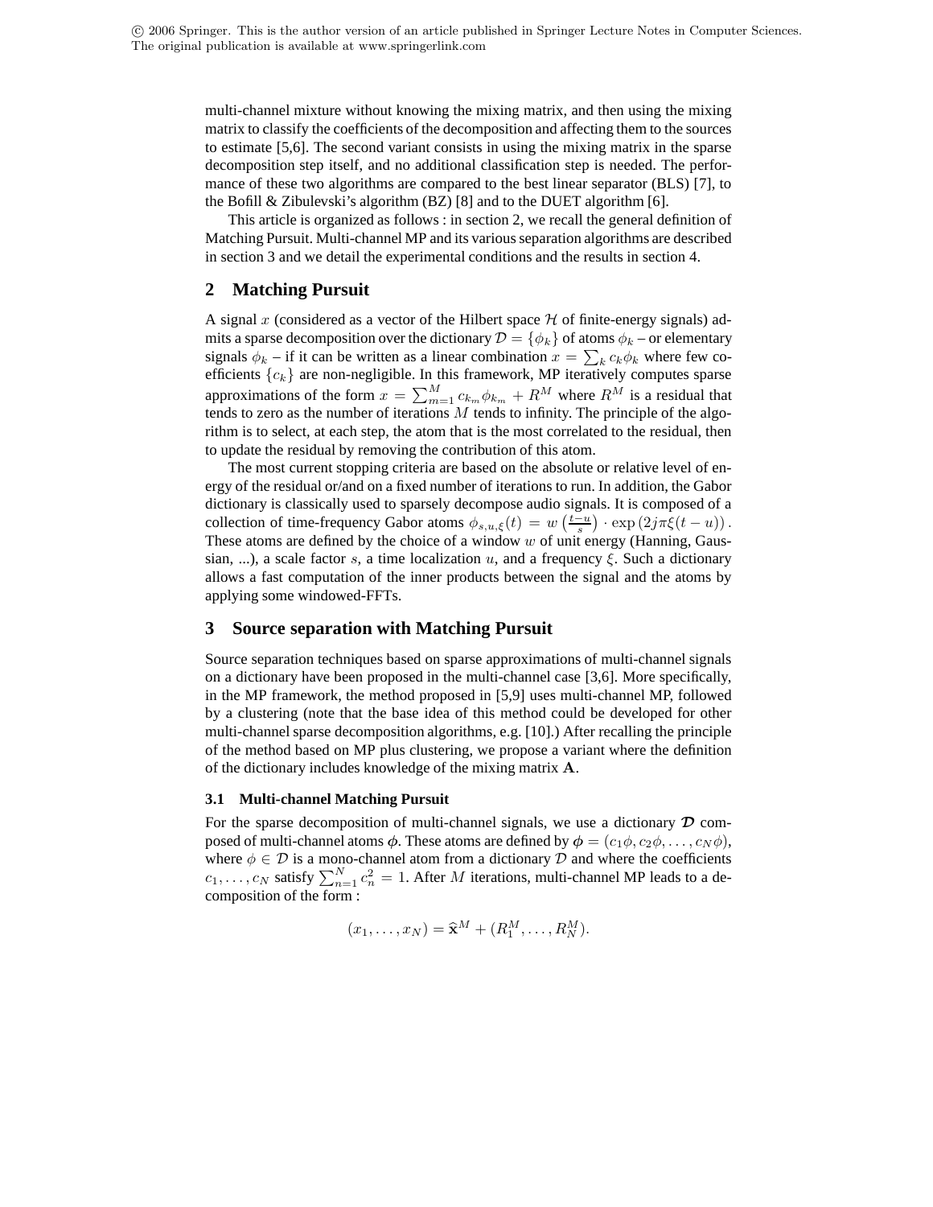multi-channel mixture without knowing the mixing matrix, and then using the mixing matrix to classify the coefficients of the decomposition and affecting them to the sources to estimate [5,6]. The second variant consists in using the mixing matrix in the sparse decomposition step itself, and no additional classification step is needed. The performance of these two algorithms are compared to the best linear separator (BLS) [7], to the Bofill & Zibulevski's algorithm (BZ) [8] and to the DUET algorithm [6].

This article is organized as follows : in section 2, we recall the general definition of Matching Pursuit. Multi-channel MP and its various separation algorithms are described in section 3 and we detail the experimental conditions and the results in section 4.

## 2 Matching Pursuit

A signal $x$ (considered as a vector of the Hilbert space $\mathcal{H}$ of finite-energy signals) admits a sparse decomposition over the dictionary $\mathcal{D} = \{\phi_k\}$ of atoms $\phi_k$ – or elementary signals $\phi_k$ – if it can be written as a linear combination $x = \sum_k c_k \phi_k$ where few coefficients $\{c_k\}$ are non-negligible. In this framework, MP iteratively computes sparse approximations of the form $x = \sum_{m=1}^{M} c_{k_m} \phi_{k_m} + R^M$ where $R^M$ is a residual that tends to zero as the number of iterations $M$ tends to infinity. The principle of the algorithm is to select, at each step, the atom that is the most correlated to the residual, then to update the residual by removing the contribution of this atom.

The most current stopping criteria are based on the absolute or relative level of energy of the residual or/and on a fixed number of iterations to run. In addition, the Gabor dictionary is classically used to sparsely decompose audio signals. It is composed of a collection of time-frequency Gabor atoms $\phi_{s,u,\xi}(t) = w\left(\frac{t-u}{s}\right) \cdot \exp\left(2j\pi\xi(t-u)\right)$. These atoms are defined by the choice of a window $w$ of unit energy (Hanning, Gaussian, ...), a scale factor $s$, a time localization $u$, and a frequency $\xi$. Such a dictionary allows a fast computation of the inner products between the signal and the atoms by applying some windowed-FFTs.

## 3 Source separation with Matching Pursuit

Source separation techniques based on sparse approximations of multi-channel signals on a dictionary have been proposed in the multi-channel case [3,6]. More specifically, in the MP framework, the method proposed in [5,9] uses multi-channel MP, followed by a clustering (note that the base idea of this method could be developed for other multi-channel sparse decomposition algorithms, e.g. [10].) After recalling the principle of the method based on MP plus clustering, we propose a variant where the definition of the dictionary includes knowledge of the mixing matrix $\mathbf{A}$.

### 3.1 Multi-channel Matching Pursuit

For the sparse decomposition of multi-channel signals, we use a dictionary $\boldsymbol{\mathcal{D}}$ composed of multi-channel atoms $\boldsymbol{\phi}$. These atoms are defined by $\boldsymbol{\phi} = (c_1\phi, c_2\phi, \ldots, c_N\phi)$, where $\phi \in \mathcal{D}$ is a mono-channel atom from a dictionary $\mathcal{D}$ and where the coefficients $c_1, \ldots, c_N$ satisfy $\sum_{n=1}^{N} c_n^2 = 1$. After $M$ iterations, multi-channel MP leads to a decomposition of the form :

$$(x_1, \ldots, x_N) = \widehat{\mathbf{x}}^M + (R_1^M, \ldots, R_N^M).$$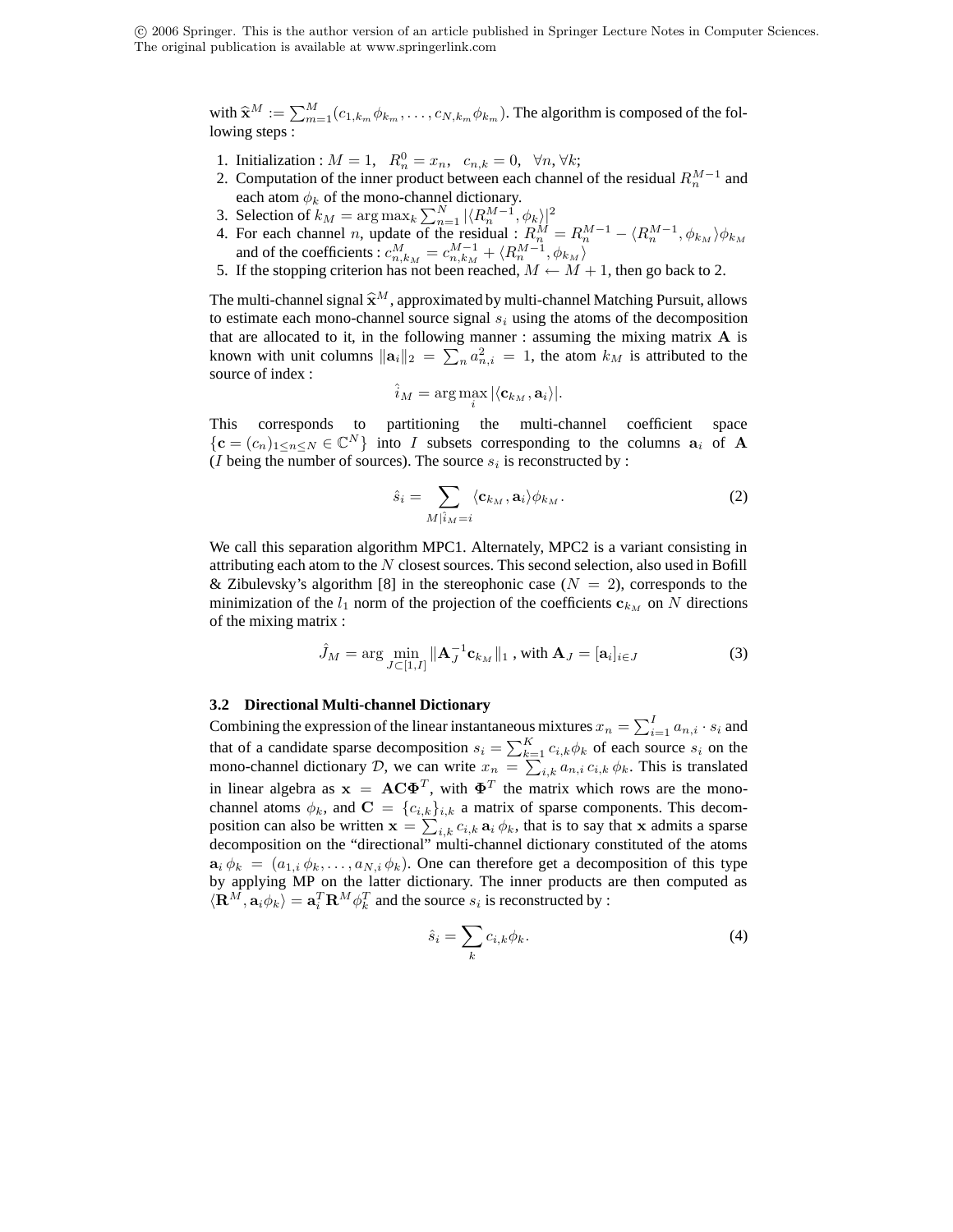with $\widehat{\mathbf{x}}^M := \sum_{m=1}^{M}(c_{1,k_m}\phi_{k_m}, \ldots, c_{N,k_m}\phi_{k_m})$. The algorithm is composed of the following steps :

1. Initialization : $M = 1$, $R_n^0 = x_n$, $c_{n,k} = 0$, $\forall n, \forall k$;
2. Computation of the inner product between each channel of the residual $R_n^{M-1}$ and each atom $\phi_k$ of the mono-channel dictionary.
3. Selection of $k_M = \arg\max_k \sum_{n=1}^{N} |\langle R_n^{M-1}, \phi_k\rangle|^2$
4. For each channel $n$, update of the residual : $R_n^M = R_n^{M-1} - \langle R_n^{M-1}, \phi_{k_M}\rangle\phi_{k_M}$ and of the coefficients : $c_{n,k_M}^M = c_{n,k_M}^{M-1} + \langle R_n^{M-1}, \phi_{k_M}\rangle$
5. If the stopping criterion has not been reached, $M \leftarrow M + 1$, then go back to 2.

The multi-channel signal $\widehat{\mathbf{x}}^M$, approximated by multi-channel Matching Pursuit, allows to estimate each mono-channel source signal $s_i$ using the atoms of the decomposition that are allocated to it, in the following manner : assuming the mixing matrix $\mathbf{A}$ is known with unit columns $\|\mathbf{a}_i\|_2 = \sum_n a_{n,i}^2 = 1$, the atom $k_M$ is attributed to the source of index :

$$\hat{i}_M = \arg\max_i |\langle \mathbf{c}_{k_M}, \mathbf{a}_i\rangle|.$$

This corresponds to partitioning the multi-channel coefficient space $\{\mathbf{c} = (c_n)_{1\leq n\leq N} \in \mathbb{C}^N\}$ into $I$ subsets corresponding to the columns $\mathbf{a}_i$ of $\mathbf{A}$ ($I$ being the number of sources). The source $s_i$ is reconstructed by :

$$\hat{s}_i = \sum_{M|\hat{i}_M = i} \langle \mathbf{c}_{k_M}, \mathbf{a}_i\rangle\phi_{k_M}. \tag{2}$$

We call this separation algorithm MPC1. Alternately, MPC2 is a variant consisting in attributing each atom to the $N$ closest sources. This second selection, also used in Bofill & Zibulevsky's algorithm [8] in the stereophonic case ($N = 2$), corresponds to the minimization of the $l_1$ norm of the projection of the coefficients $\mathbf{c}_{k_M}$ on $N$ directions of the mixing matrix :

$$\hat{J}_M = \arg\min_{J\subset[1,I]} \|\mathbf{A}_J^{-1}\mathbf{c}_{k_M}\|_1 \text{ , with } \mathbf{A}_J = [\mathbf{a}_i]_{i\in J} \tag{3}$$

### 3.2 Directional Multi-channel Dictionary

Combining the expression of the linear instantaneous mixtures $x_n = \sum_{i=1}^{I} a_{n,i} \cdot s_i$ and that of a candidate sparse decomposition $s_i = \sum_{k=1}^{K} c_{i,k}\phi_k$ of each source $s_i$ on the mono-channel dictionary $\mathcal{D}$, we can write $x_n = \sum_{i,k} a_{n,i}\, c_{i,k}\, \phi_k$. This is translated in linear algebra as $\mathbf{x} = \mathbf{A}\mathbf{C}\mathbf{\Phi}^T$, with $\mathbf{\Phi}^T$ the matrix which rows are the mono-channel atoms $\phi_k$, and $\mathbf{C} = \{c_{i,k}\}_{i,k}$ a matrix of sparse components. This decomposition can also be written $\mathbf{x} = \sum_{i,k} c_{i,k}\, \mathbf{a}_i\, \phi_k$, that is to say that $\mathbf{x}$ admits a sparse decomposition on the "directional" multi-channel dictionary constituted of the atoms $\mathbf{a}_i\,\phi_k = (a_{1,i}\,\phi_k, \ldots, a_{N,i}\,\phi_k)$. One can therefore get a decomposition of this type by applying MP on the latter dictionary. The inner products are then computed as $\langle \mathbf{R}^M, \mathbf{a}_i\phi_k\rangle = \mathbf{a}_i^T\mathbf{R}^M\phi_k^T$ and the source $s_i$ is reconstructed by :

$$\hat{s}_i = \sum_k c_{i,k}\phi_k. \tag{4}$$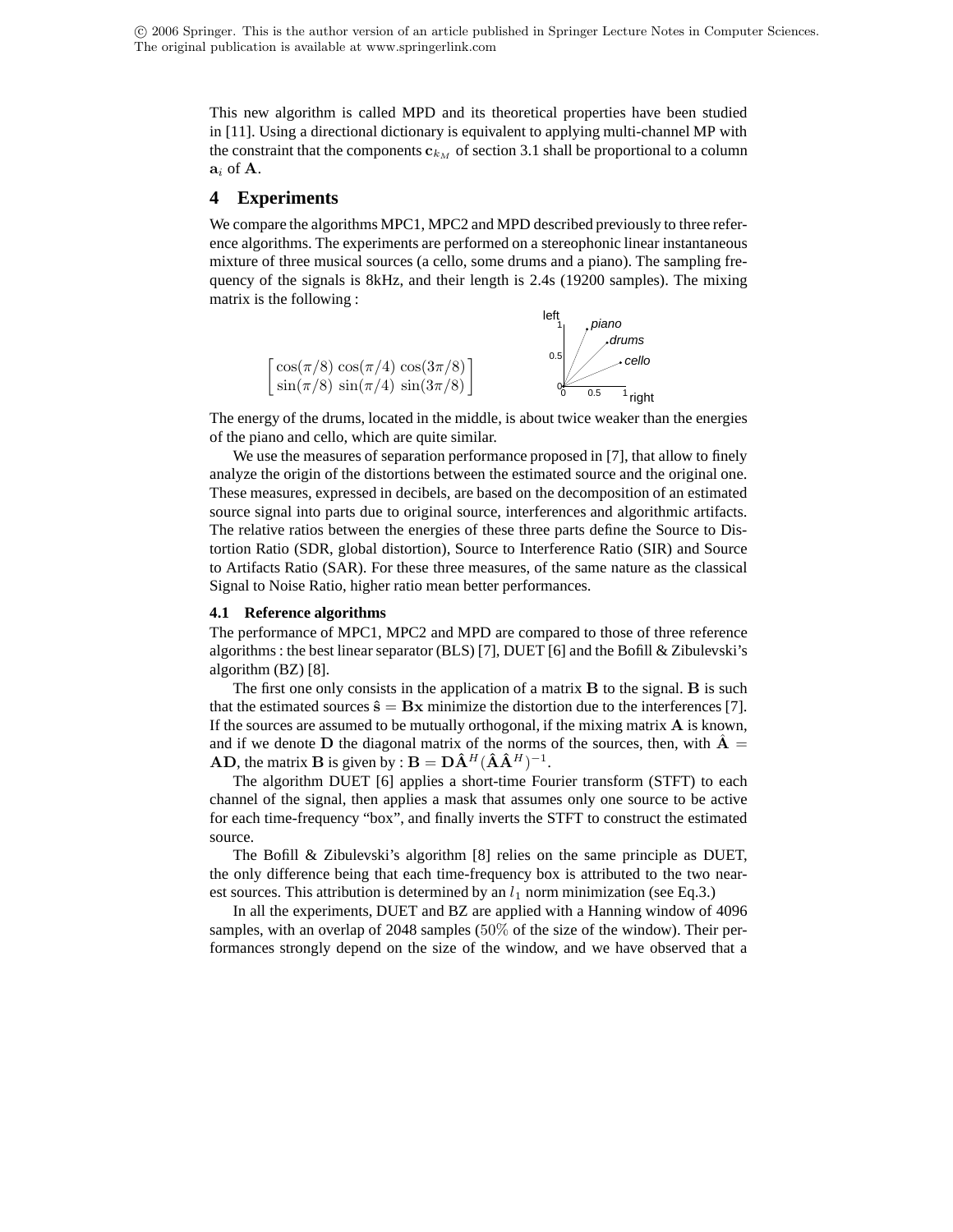This new algorithm is called MPD and its theoretical properties have been studied in [11]. Using a directional dictionary is equivalent to applying multi-channel MP with the constraint that the components $\mathbf{c}_{k_M}$ of section 3.1 shall be proportional to a column $\mathbf{a}_i$ of $\mathbf{A}$.

## 4 Experiments

We compare the algorithms MPC1, MPC2 and MPD described previously to three reference algorithms. The experiments are performed on a stereophonic linear instantaneous mixture of three musical sources (a cello, some drums and a piano). The sampling frequency of the signals is 8kHz, and their length is 2.4s (19200 samples). The mixing matrix is the following :

$$\begin{bmatrix} \cos(\pi/8) & \cos(\pi/4) & \cos(3\pi/8) \\ \sin(\pi/8) & \sin(\pi/4) & \sin(3\pi/8) \end{bmatrix}$$

The energy of the drums, located in the middle, is about twice weaker than the energies of the piano and cello, which are quite similar.

We use the measures of separation performance proposed in [7], that allow to finely analyze the origin of the distortions between the estimated source and the original one. These measures, expressed in decibels, are based on the decomposition of an estimated source signal into parts due to original source, interferences and algorithmic artifacts. The relative ratios between the energies of these three parts define the Source to Distortion Ratio (SDR, global distortion), Source to Interference Ratio (SIR) and Source to Artifacts Ratio (SAR). For these three measures, of the same nature as the classical Signal to Noise Ratio, higher ratio mean better performances.

### 4.1 Reference algorithms

The performance of MPC1, MPC2 and MPD are compared to those of three reference algorithms : the best linear separator (BLS) [7], DUET [6] and the Bofill & Zibulevski's algorithm (BZ) [8].

The first one only consists in the application of a matrix $\mathbf{B}$ to the signal. $\mathbf{B}$ is such that the estimated sources $\hat{\mathbf{s}} = \mathbf{B}\mathbf{x}$ minimize the distortion due to the interferences [7]. If the sources are assumed to be mutually orthogonal, if the mixing matrix $\mathbf{A}$ is known, and if we denote $\mathbf{D}$ the diagonal matrix of the norms of the sources, then, with $\hat{\mathbf{A}} = \mathbf{A}\mathbf{D}$, the matrix $\mathbf{B}$ is given by : $\mathbf{B} = \mathbf{D}\hat{\mathbf{A}}^H(\hat{\mathbf{A}}\hat{\mathbf{A}}^H)^{-1}$.

The algorithm DUET [6] applies a short-time Fourier transform (STFT) to each channel of the signal, then applies a mask that assumes only one source to be active for each time-frequency "box", and finally inverts the STFT to construct the estimated source.

The Bofill & Zibulevski's algorithm [8] relies on the same principle as DUET, the only difference being that each time-frequency box is attributed to the two nearest sources. This attribution is determined by an $l_1$ norm minimization (see Eq.3.)

In all the experiments, DUET and BZ are applied with a Hanning window of 4096 samples, with an overlap of 2048 samples ($50\%$ of the size of the window). Their performances strongly depend on the size of the window, and we have observed that a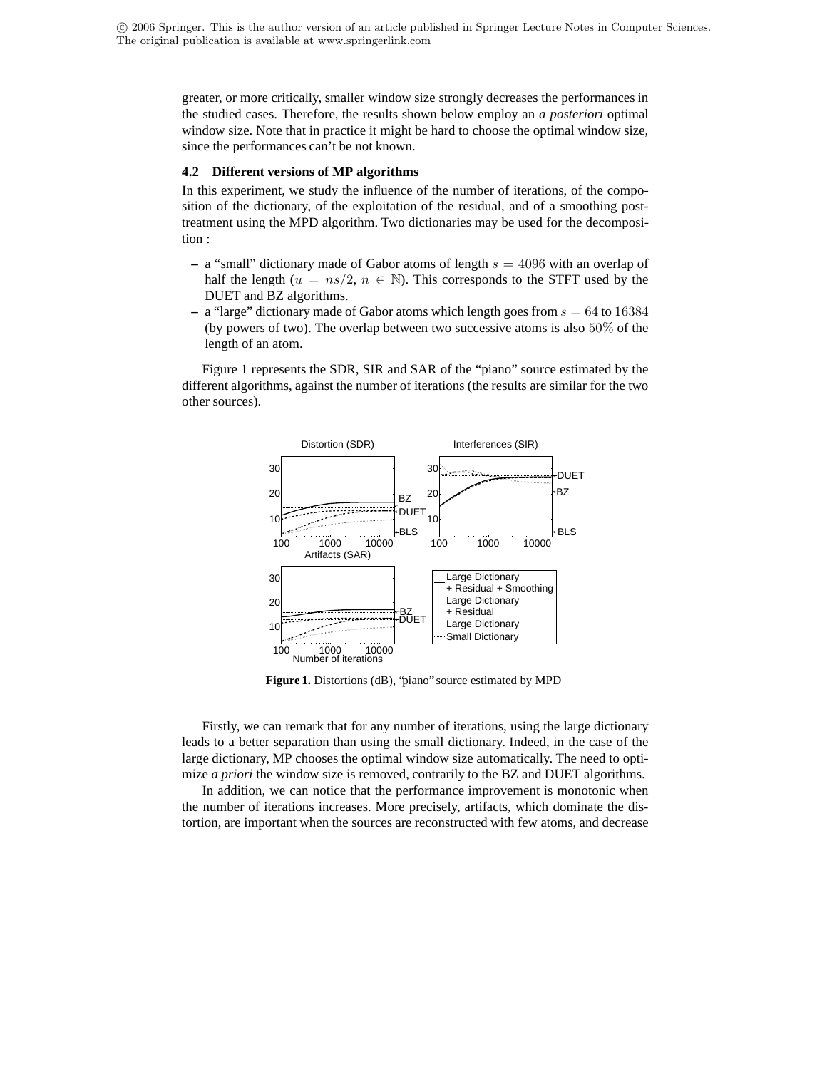greater, or more critically, smaller window size strongly decreases the performances in the studied cases. Therefore, the results shown below employ an *a posteriori* optimal window size. Note that in practice it might be hard to choose the optimal window size, since the performances can't be not known.

### 4.2 Different versions of MP algorithms

In this experiment, we study the influence of the number of iterations, of the composition of the dictionary, of the exploitation of the residual, and of a smoothing post-treatment using the MPD algorithm. Two dictionaries may be used for the decomposition :

- a "small" dictionary made of Gabor atoms of length $s = 4096$ with an overlap of half the length ($u = ns/2$, $n \in \mathbb{N}$). This corresponds to the STFT used by the DUET and BZ algorithms.
- a "large" dictionary made of Gabor atoms which length goes from $s = 64$ to $16384$ (by powers of two). The overlap between two successive atoms is also $50\%$ of the length of an atom.

Figure 1 represents the SDR, SIR and SAR of the "piano" source estimated by the different algorithms, against the number of iterations (the results are similar for the two other sources).

**Figure 1.** Distortions (dB), "piano" source estimated by MPD

Firstly, we can remark that for any number of iterations, using the large dictionary leads to a better separation than using the small dictionary. Indeed, in the case of the large dictionary, MP chooses the optimal window size automatically. The need to optimize *a priori* the window size is removed, contrarily to the BZ and DUET algorithms.

In addition, we can notice that the performance improvement is monotonic when the number of iterations increases. More precisely, artifacts, which dominate the distortion, are important when the sources are reconstructed with few atoms, and decrease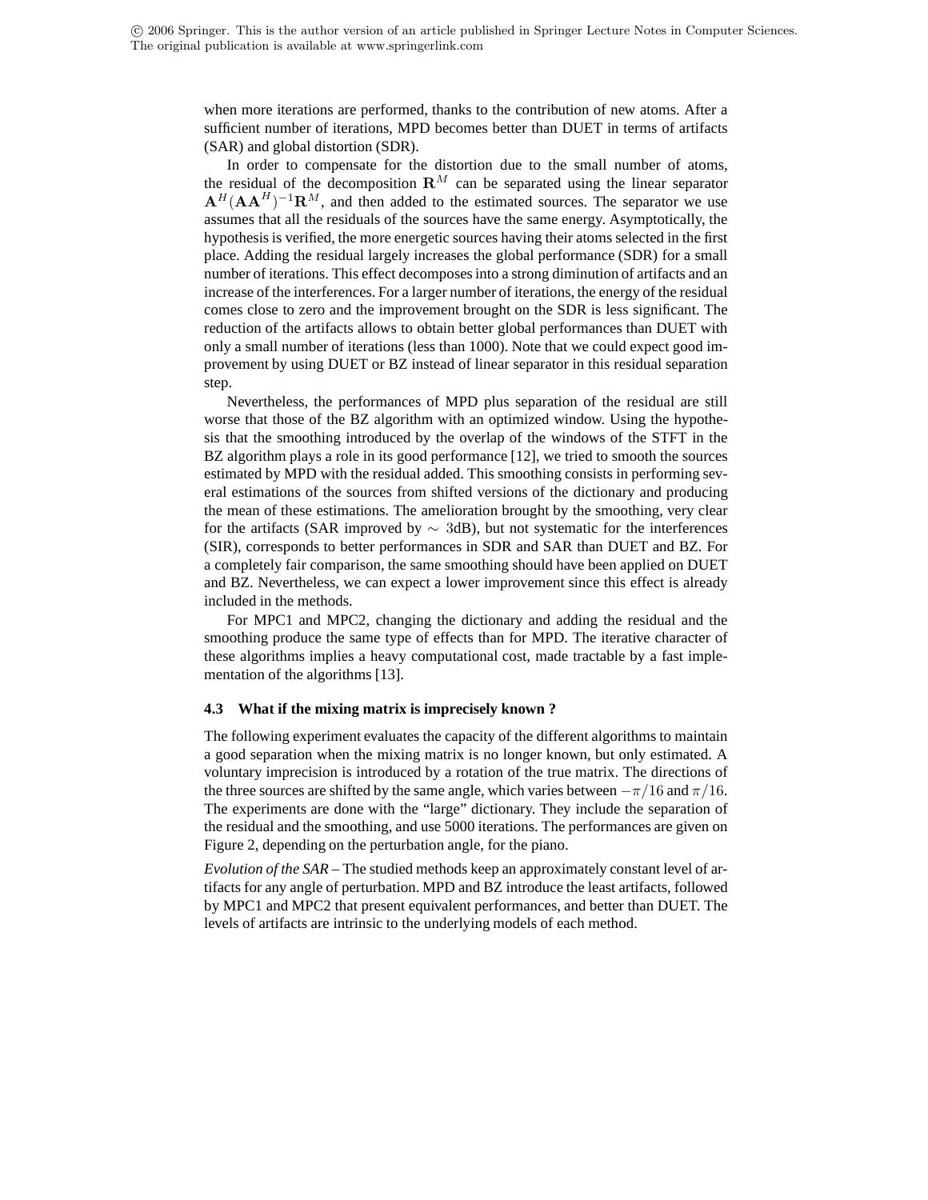when more iterations are performed, thanks to the contribution of new atoms. After a sufficient number of iterations, MPD becomes better than DUET in terms of artifacts (SAR) and global distortion (SDR).

In order to compensate for the distortion due to the small number of atoms, the residual of the decomposition $\mathbf{R}^M$ can be separated using the linear separator $\mathbf{A}^H(\mathbf{A}\mathbf{A}^H)^{-1}\mathbf{R}^M$, and then added to the estimated sources. The separator we use assumes that all the residuals of the sources have the same energy. Asymptotically, the hypothesis is verified, the more energetic sources having their atoms selected in the first place. Adding the residual largely increases the global performance (SDR) for a small number of iterations. This effect decomposes into a strong diminution of artifacts and an increase of the interferences. For a larger number of iterations, the energy of the residual comes close to zero and the improvement brought on the SDR is less significant. The reduction of the artifacts allows to obtain better global performances than DUET with only a small number of iterations (less than 1000). Note that we could expect good improvement by using DUET or BZ instead of linear separator in this residual separation step.

Nevertheless, the performances of MPD plus separation of the residual are still worse that those of the BZ algorithm with an optimized window. Using the hypothesis that the smoothing introduced by the overlap of the windows of the STFT in the BZ algorithm plays a role in its good performance [12], we tried to smooth the sources estimated by MPD with the residual added. This smoothing consists in performing several estimations of the sources from shifted versions of the dictionary and producing the mean of these estimations. The amelioration brought by the smoothing, very clear for the artifacts (SAR improved by $\sim$ 3dB), but not systematic for the interferences (SIR), corresponds to better performances in SDR and SAR than DUET and BZ. For a completely fair comparison, the same smoothing should have been applied on DUET and BZ. Nevertheless, we can expect a lower improvement since this effect is already included in the methods.

For MPC1 and MPC2, changing the dictionary and adding the residual and the smoothing produce the same type of effects than for MPD. The iterative character of these algorithms implies a heavy computational cost, made tractable by a fast implementation of the algorithms [13].

### 4.3 What if the mixing matrix is imprecisely known ?

The following experiment evaluates the capacity of the different algorithms to maintain a good separation when the mixing matrix is no longer known, but only estimated. A voluntary imprecision is introduced by a rotation of the true matrix. The directions of the three sources are shifted by the same angle, which varies between $-\pi/16$ and $\pi/16$. The experiments are done with the "large" dictionary. They include the separation of the residual and the smoothing, and use 5000 iterations. The performances are given on Figure 2, depending on the perturbation angle, for the piano.

*Evolution of the SAR* – The studied methods keep an approximately constant level of artifacts for any angle of perturbation. MPD and BZ introduce the least artifacts, followed by MPC1 and MPC2 that present equivalent performances, and better than DUET. The levels of artifacts are intrinsic to the underlying models of each method.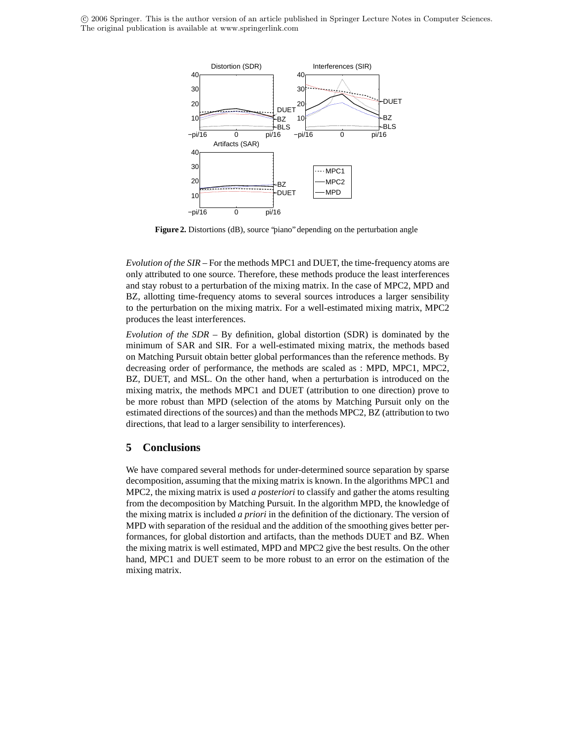© 2006 Springer. This is the author version of an article published in Springer Lecture Notes in Computer Sciences. The original publication is available at www.springerlink.com

**Figure 2.** Distortions (dB), source "piano" depending on the perturbation angle

*Evolution of the SIR* – For the methods MPC1 and DUET, the time-frequency atoms are only attributed to one source. Therefore, these methods produce the least interferences and stay robust to a perturbation of the mixing matrix. In the case of MPC2, MPD and BZ, allotting time-frequency atoms to several sources introduces a larger sensibility to the perturbation on the mixing matrix. For a well-estimated mixing matrix, MPC2 produces the least interferences.

*Evolution of the SDR* – By definition, global distortion (SDR) is dominated by the minimum of SAR and SIR. For a well-estimated mixing matrix, the methods based on Matching Pursuit obtain better global performances than the reference methods. By decreasing order of performance, the methods are scaled as : MPD, MPC1, MPC2, BZ, DUET, and MSL. On the other hand, when a perturbation is introduced on the mixing matrix, the methods MPC1 and DUET (attribution to one direction) prove to be more robust than MPD (selection of the atoms by Matching Pursuit only on the estimated directions of the sources) and than the methods MPC2, BZ (attribution to two directions, that lead to a larger sensibility to interferences).

## 5 Conclusions

We have compared several methods for under-determined source separation by sparse decomposition, assuming that the mixing matrix is known. In the algorithms MPC1 and MPC2, the mixing matrix is used *a posteriori* to classify and gather the atoms resulting from the decomposition by Matching Pursuit. In the algorithm MPD, the knowledge of the mixing matrix is included *a priori* in the definition of the dictionary. The version of MPD with separation of the residual and the addition of the smoothing gives better performances, for global distortion and artifacts, than the methods DUET and BZ. When the mixing matrix is well estimated, MPD and MPC2 give the best results. On the other hand, MPC1 and DUET seem to be more robust to an error on the estimation of the mixing matrix.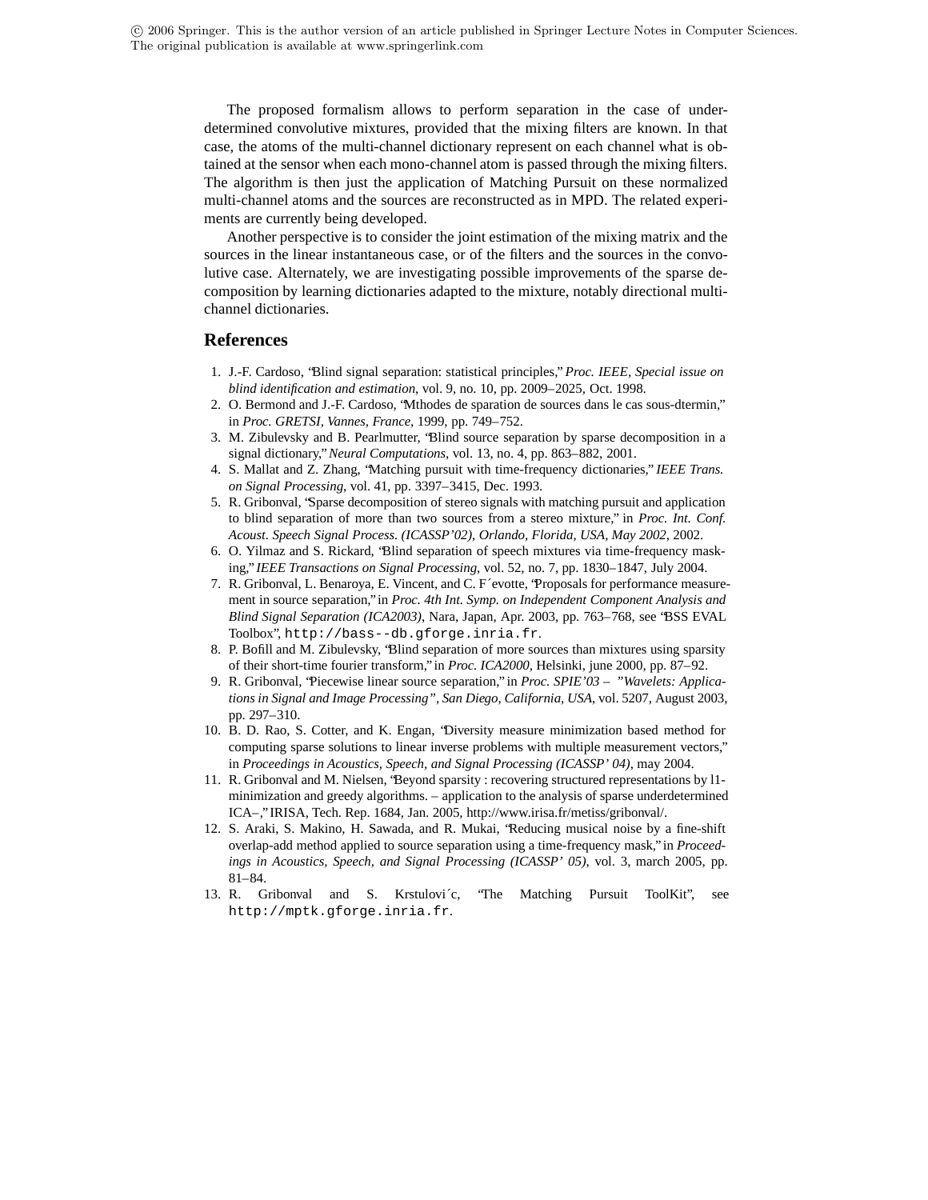The proposed formalism allows to perform separation in the case of under-determined convolutive mixtures, provided that the mixing filters are known. In that case, the atoms of the multi-channel dictionary represent on each channel what is obtained at the sensor when each mono-channel atom is passed through the mixing filters. The algorithm is then just the application of Matching Pursuit on these normalized multi-channel atoms and the sources are reconstructed as in MPD. The related experiments are currently being developed.

Another perspective is to consider the joint estimation of the mixing matrix and the sources in the linear instantaneous case, or of the filters and the sources in the convolutive case. Alternately, we are investigating possible improvements of the sparse decomposition by learning dictionaries adapted to the mixture, notably directional multi-channel dictionaries.

## References

1. J.-F. Cardoso, "Blind signal separation: statistical principles," *Proc. IEEE, Special issue on blind identification and estimation*, vol. 9, no. 10, pp. 2009–2025, Oct. 1998.
2. O. Bermond and J.-F. Cardoso, "Mthodes de sparation de sources dans le cas sous-dtermin," in *Proc. GRETSI, Vannes, France*, 1999, pp. 749–752.
3. M. Zibulevsky and B. Pearlmutter, "Blind source separation by sparse decomposition in a signal dictionary," *Neural Computations*, vol. 13, no. 4, pp. 863–882, 2001.
4. S. Mallat and Z. Zhang, "Matching pursuit with time-frequency dictionaries," *IEEE Trans. on Signal Processing*, vol. 41, pp. 3397–3415, Dec. 1993.
5. R. Gribonval, "Sparse decomposition of stereo signals with matching pursuit and application to blind separation of more than two sources from a stereo mixture," in *Proc. Int. Conf. Acoust. Speech Signal Process. (ICASSP'02), Orlando, Florida, USA, May 2002*, 2002.
6. O. Yilmaz and S. Rickard, "Blind separation of speech mixtures via time-frequency masking," *IEEE Transactions on Signal Processing*, vol. 52, no. 7, pp. 1830–1847, July 2004.
7. R. Gribonval, L. Benaroya, E. Vincent, and C. F´evotte, "Proposals for performance measurement in source separation," in *Proc. 4th Int. Symp. on Independent Component Analysis and Blind Signal Separation (ICA2003)*, Nara, Japan, Apr. 2003, pp. 763–768, see "BSS EVAL Toolbox", `http://bass--db.gforge.inria.fr`.
8. P. Bofill and M. Zibulevsky, "Blind separation of more sources than mixtures using sparsity of their short-time fourier transform," in *Proc. ICA2000*, Helsinki, june 2000, pp. 87–92.
9. R. Gribonval, "Piecewise linear source separation," in *Proc. SPIE'03 – "Wavelets: Applications in Signal and Image Processing", San Diego, California, USA*, vol. 5207, August 2003, pp. 297–310.
10. B. D. Rao, S. Cotter, and K. Engan, "Diversity measure minimization based method for computing sparse solutions to linear inverse problems with multiple measurement vectors," in *Proceedings in Acoustics, Speech, and Signal Processing (ICASSP' 04)*, may 2004.
11. R. Gribonval and M. Nielsen, "Beyond sparsity : recovering structured representations by l1-minimization and greedy algorithms. – application to the analysis of sparse underdetermined ICA–," IRISA, Tech. Rep. 1684, Jan. 2005, http://www.irisa.fr/metiss/gribonval/.
12. S. Araki, S. Makino, H. Sawada, and R. Mukai, "Reducing musical noise by a fine-shift overlap-add method applied to source separation using a time-frequency mask," in *Proceedings in Acoustics, Speech, and Signal Processing (ICASSP' 05)*, vol. 3, march 2005, pp. 81–84.
13. R. Gribonval and S. Krstulovi´c, "The Matching Pursuit ToolKit", see `http://mptk.gforge.inria.fr`.